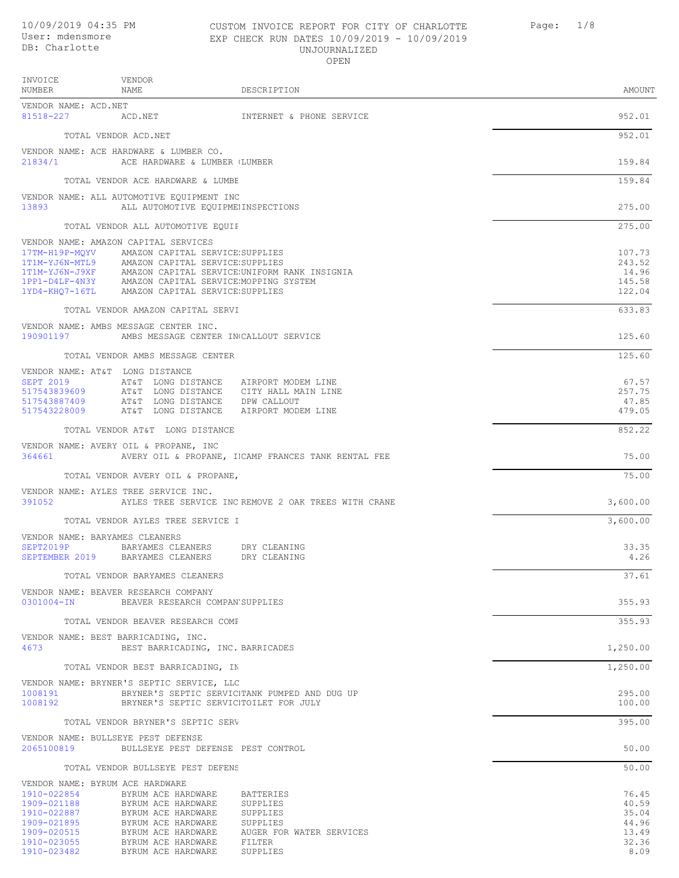10/09/2019 04:35 PM
User: mdensmore
DB: Charlotte

# CUSTOM INVOICE REPORT FOR CITY OF CHARLOTTE
EXP CHECK RUN DATES 10/09/2019 - 10/09/2019
UNJOURNALIZED
OPEN

| INVOICE NUMBER | VENDOR NAME | DESCRIPTION | AMOUNT |
|---|---|---|---|
| VENDOR NAME: ACD.NET | | | |
| 81518-227 | ACD.NET | INTERNET & PHONE SERVICE | 952.01 |
| | TOTAL VENDOR ACD.NET | | 952.01 |
| VENDOR NAME: ACE HARDWARE & LUMBER CO. | | | |
| 21834/1 | ACE HARDWARE & LUMBER ( | LUMBER | 159.84 |
| | TOTAL VENDOR ACE HARDWARE & LUMBE | | 159.84 |
| VENDOR NAME: ALL AUTOMOTIVE EQUIPMENT INC | | | |
| 13893 | ALL AUTOMOTIVE EQUIPME | INSPECTIONS | 275.00 |
| | TOTAL VENDOR ALL AUTOMOTIVE EQUIF | | 275.00 |
| VENDOR NAME: AMAZON CAPITAL SERVICES | | | |
| 17TM-H19P-MQYV | AMAZON CAPITAL SERVICE | SUPPLIES | 107.73 |
| 1T1M-YJ6N-MTL9 | AMAZON CAPITAL SERVICE | SUPPLIES | 243.52 |
| 1T1M-YJ6N-J9XF | AMAZON CAPITAL SERVICE | UNIFORM RANK INSIGNIA | 14.96 |
| 1PP1-D4LF-4N3Y | AMAZON CAPITAL SERVICE | MOPPING SYSTEM | 145.58 |
| 1YD4-KHQ7-16TL | AMAZON CAPITAL SERVICE | SUPPLIES | 122.04 |
| | TOTAL VENDOR AMAZON CAPITAL SERVI | | 633.83 |
| VENDOR NAME: AMBS MESSAGE CENTER INC. | | | |
| 190901197 | AMBS MESSAGE CENTER IN | CALLOUT SERVICE | 125.60 |
| | TOTAL VENDOR AMBS MESSAGE CENTER | | 125.60 |
| VENDOR NAME: AT&T LONG DISTANCE | | | |
| SEPT 2019 | AT&T LONG DISTANCE | AIRPORT MODEM LINE | 67.57 |
| 517543839609 | AT&T LONG DISTANCE | CITY HALL MAIN LINE | 257.75 |
| 517543887409 | AT&T LONG DISTANCE | DPW CALLOUT | 47.85 |
| 517543228009 | AT&T LONG DISTANCE | AIRPORT MODEM LINE | 479.05 |
| | TOTAL VENDOR AT&T LONG DISTANCE | | 852.22 |
| VENDOR NAME: AVERY OIL & PROPANE, INC | | | |
| 364661 | AVERY OIL & PROPANE, I | CAMP FRANCES TANK RENTAL FEE | 75.00 |
| | TOTAL VENDOR AVERY OIL & PROPANE, | | 75.00 |
| VENDOR NAME: AYLES TREE SERVICE INC. | | | |
| 391052 | AYLES TREE SERVICE INC | REMOVE 2 OAK TREES WITH CRANE | 3,600.00 |
| | TOTAL VENDOR AYLES TREE SERVICE I | | 3,600.00 |
| VENDOR NAME: BARYAMES CLEANERS | | | |
| SEPT2019P | BARYAMES CLEANERS | DRY CLEANING | 33.35 |
| SEPTEMBER 2019 | BARYAMES CLEANERS | DRY CLEANING | 4.26 |
| | TOTAL VENDOR BARYAMES CLEANERS | | 37.61 |
| VENDOR NAME: BEAVER RESEARCH COMPANY | | | |
| 0301004-IN | BEAVER RESEARCH COMPAN | SUPPLIES | 355.93 |
| | TOTAL VENDOR BEAVER RESEARCH COMF | | 355.93 |
| VENDOR NAME: BEST BARRICADING, INC. | | | |
| 4673 | BEST BARRICADING, INC. | BARRICADES | 1,250.00 |
| | TOTAL VENDOR BEST BARRICADING, IN | | 1,250.00 |
| VENDOR NAME: BRYNER'S SEPTIC SERVICE, LLC | | | |
| 1008191 | BRYNER'S SEPTIC SERVIC | TANK PUMPED AND DUG UP | 295.00 |
| 1008192 | BRYNER'S SEPTIC SERVIC | TOILET FOR JULY | 100.00 |
| | TOTAL VENDOR BRYNER'S SEPTIC SERV | | 395.00 |
| VENDOR NAME: BULLSEYE PEST DEFENSE | | | |
| 2065100819 | BULLSEYE PEST DEFENSE | PEST CONTROL | 50.00 |
| | TOTAL VENDOR BULLSEYE PEST DEFENS | | 50.00 |
| VENDOR NAME: BYRUM ACE HARDWARE | | | |
| 1910-022854 | BYRUM ACE HARDWARE | BATTERIES | 76.45 |
| 1909-021188 | BYRUM ACE HARDWARE | SUPPLIES | 40.59 |
| 1910-022887 | BYRUM ACE HARDWARE | SUPPLIES | 35.04 |
| 1909-021895 | BYRUM ACE HARDWARE | SUPPLIES | 44.96 |
| 1909-020515 | BYRUM ACE HARDWARE | AUGER FOR WATER SERVICES | 13.49 |
| 1910-023055 | BYRUM ACE HARDWARE | FILTER | 32.36 |
| 1910-023482 | BYRUM ACE HARDWARE | SUPPLIES | 8.09 |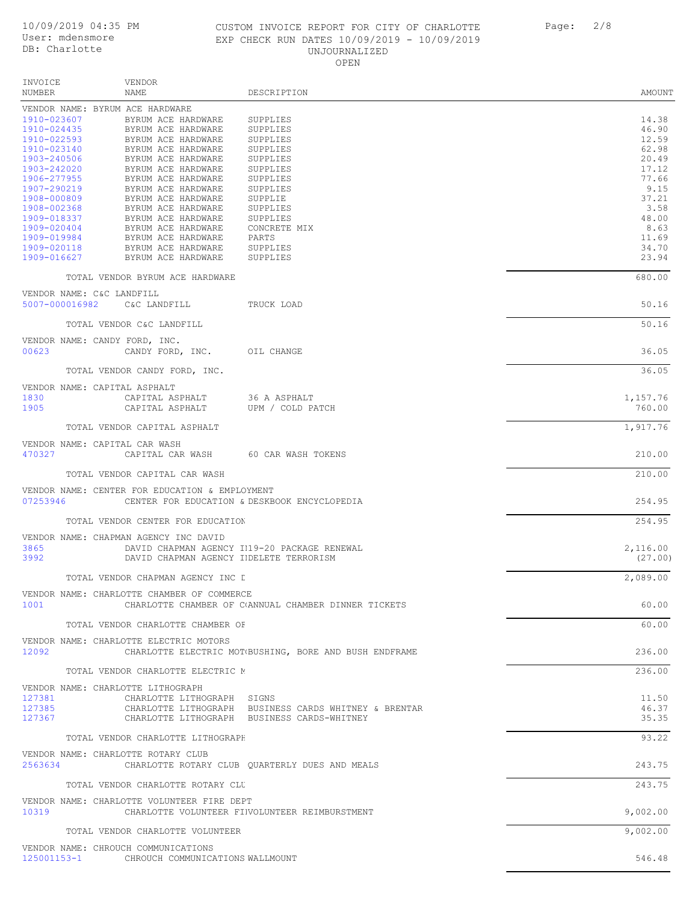CUSTOM INVOICE REPORT FOR CITY OF CHARLOTTE
EXP CHECK RUN DATES 10/09/2019 - 10/09/2019
UNJOURNALIZED
OPEN

10/09/2019 04:35 PM
User: mdensmore
DB: Charlotte

| INVOICE NUMBER | VENDOR NAME | DESCRIPTION | AMOUNT |
|---|---|---|---|
| VENDOR NAME: BYRUM ACE HARDWARE | | | |
| 1910-023607 | BYRUM ACE HARDWARE | SUPPLIES | 14.38 |
| 1910-024435 | BYRUM ACE HARDWARE | SUPPLIES | 46.90 |
| 1910-022593 | BYRUM ACE HARDWARE | SUPPLIES | 12.59 |
| 1910-023140 | BYRUM ACE HARDWARE | SUPPLIES | 62.98 |
| 1903-240506 | BYRUM ACE HARDWARE | SUPPLIES | 20.49 |
| 1903-242020 | BYRUM ACE HARDWARE | SUPPLIES | 17.12 |
| 1906-277955 | BYRUM ACE HARDWARE | SUPPLIES | 77.66 |
| 1907-290219 | BYRUM ACE HARDWARE | SUPPLIES | 9.15 |
| 1908-000809 | BYRUM ACE HARDWARE | SUPPLIE | 37.21 |
| 1908-002368 | BYRUM ACE HARDWARE | SUPPLIES | 3.58 |
| 1909-018337 | BYRUM ACE HARDWARE | SUPPLIES | 48.00 |
| 1909-020404 | BYRUM ACE HARDWARE | CONCRETE MIX | 8.63 |
| 1909-019984 | BYRUM ACE HARDWARE | PARTS | 11.69 |
| 1909-020118 | BYRUM ACE HARDWARE | SUPPLIES | 34.70 |
| 1909-016627 | BYRUM ACE HARDWARE | SUPPLIES | 23.94 |
| | TOTAL VENDOR BYRUM ACE HARDWARE | | 680.00 |
| VENDOR NAME: C&C LANDFILL | | | |
| 5007-000016982 | C&C LANDFILL | TRUCK LOAD | 50.16 |
| | TOTAL VENDOR C&C LANDFILL | | 50.16 |
| VENDOR NAME: CANDY FORD, INC. | | | |
| 00623 | CANDY FORD, INC. | OIL CHANGE | 36.05 |
| | TOTAL VENDOR CANDY FORD, INC. | | 36.05 |
| VENDOR NAME: CAPITAL ASPHALT | | | |
| 1830 | CAPITAL ASPHALT | 36 A ASPHALT | 1,157.76 |
| 1905 | CAPITAL ASPHALT | UPM / COLD PATCH | 760.00 |
| | TOTAL VENDOR CAPITAL ASPHALT | | 1,917.76 |
| VENDOR NAME: CAPITAL CAR WASH | | | |
| 470327 | CAPITAL CAR WASH | 60 CAR WASH TOKENS | 210.00 |
| | TOTAL VENDOR CAPITAL CAR WASH | | 210.00 |
| VENDOR NAME: CENTER FOR EDUCATION & EMPLOYMENT | | | |
| 07253946 | CENTER FOR EDUCATION & | DESKBOOK ENCYCLOPEDIA | 254.95 |
| | TOTAL VENDOR CENTER FOR EDUCATION | | 254.95 |
| VENDOR NAME: CHAPMAN AGENCY INC DAVID | | | |
| 3865 | DAVID CHAPMAN AGENCY II | 19-20 PACKAGE RENEWAL | 2,116.00 |
| 3992 | DAVID CHAPMAN AGENCY II | DELETE TERRORISM | (27.00) |
| | TOTAL VENDOR CHAPMAN AGENCY INC D | | 2,089.00 |
| VENDOR NAME: CHARLOTTE CHAMBER OF COMMERCE | | | |
| 1001 | CHARLOTTE CHAMBER OF C | ANNUAL CHAMBER DINNER TICKETS | 60.00 |
| | TOTAL VENDOR CHARLOTTE CHAMBER OF | | 60.00 |
| VENDOR NAME: CHARLOTTE ELECTRIC MOTORS | | | |
| 12092 | CHARLOTTE ELECTRIC MOT | BUSHING, BORE AND BUSH ENDFRAME | 236.00 |
| | TOTAL VENDOR CHARLOTTE ELECTRIC M | | 236.00 |
| VENDOR NAME: CHARLOTTE LITHOGRAPH | | | |
| 127381 | CHARLOTTE LITHOGRAPH | SIGNS | 11.50 |
| 127385 | CHARLOTTE LITHOGRAPH | BUSINESS CARDS WHITNEY & BRENTAR | 46.37 |
| 127367 | CHARLOTTE LITHOGRAPH | BUSINESS CARDS-WHITNEY | 35.35 |
| | TOTAL VENDOR CHARLOTTE LITHOGRAPH | | 93.22 |
| VENDOR NAME: CHARLOTTE ROTARY CLUB | | | |
| 2563634 | CHARLOTTE ROTARY CLUB | QUARTERLY DUES AND MEALS | 243.75 |
| | TOTAL VENDOR CHARLOTTE ROTARY CLU | | 243.75 |
| VENDOR NAME: CHARLOTTE VOLUNTEER FIRE DEPT | | | |
| 10319 | CHARLOTTE VOLUNTEER FI | VOLUNTEER REIMBURSTMENT | 9,002.00 |
| | TOTAL VENDOR CHARLOTTE VOLUNTEER | | 9,002.00 |
| VENDOR NAME: CHROUCH COMMUNICATIONS | | | |
| 125001153-1 | CHROUCH COMMUNICATIONS | WALLMOUNT | 546.48 |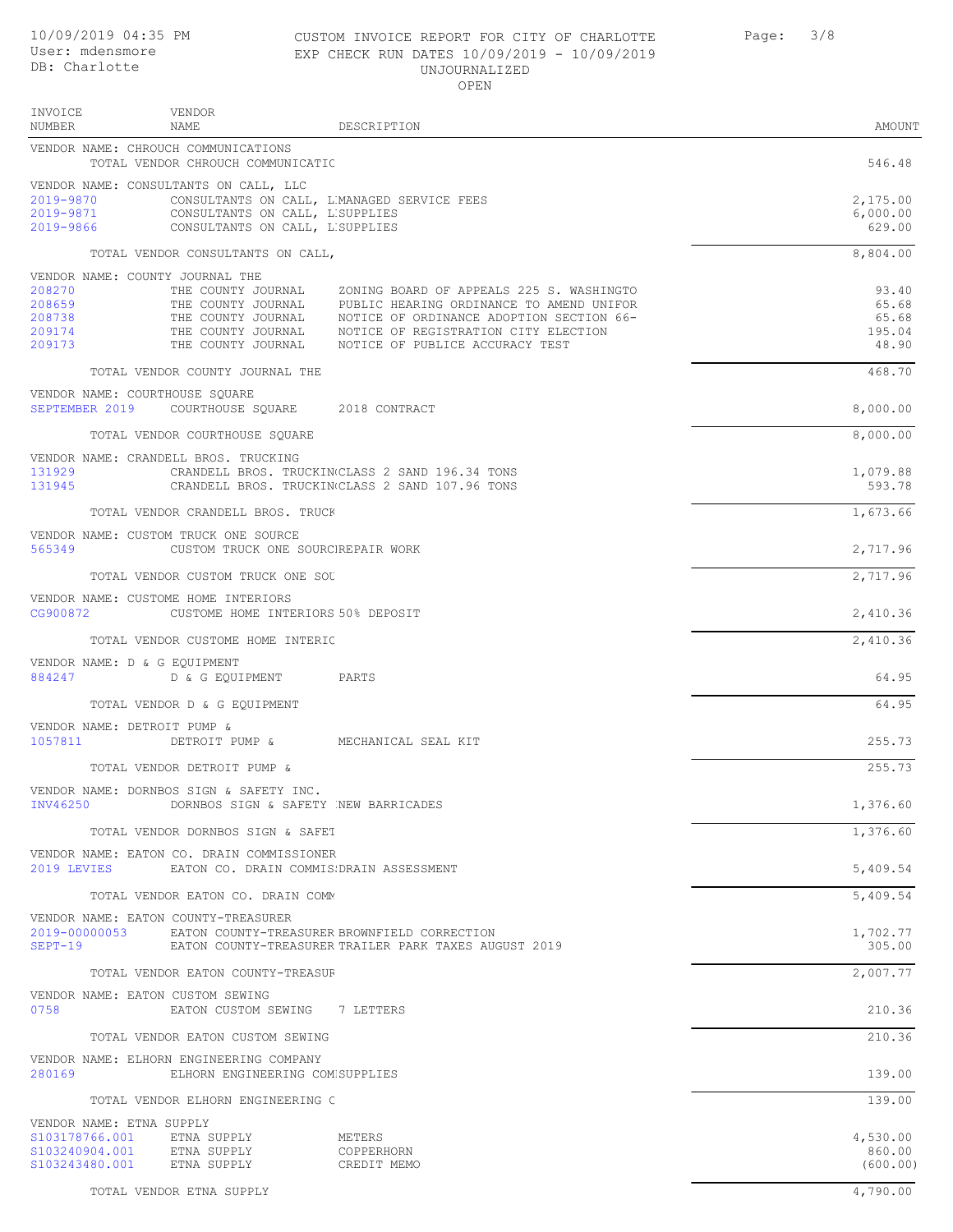CUSTOM INVOICE REPORT FOR CITY OF CHARLOTTE
EXP CHECK RUN DATES 10/09/2019 - 10/09/2019
UNJOURNALIZED
OPEN

10/09/2019 04:35 PM
User: mdensmore
DB: Charlotte

| INVOICE NUMBER | VENDOR NAME | DESCRIPTION | AMOUNT |
|---|---|---|---|
| VENDOR NAME: CHROUCH COMMUNICATIONS | | | |
| | TOTAL VENDOR CHROUCH COMMUNICATIC | | 546.48 |
| VENDOR NAME: CONSULTANTS ON CALL, LLC | | | |
| 2019-9870 | CONSULTANTS ON CALL, L | MANAGED SERVICE FEES | 2,175.00 |
| 2019-9871 | CONSULTANTS ON CALL, L | SUPPLIES | 6,000.00 |
| 2019-9866 | CONSULTANTS ON CALL, L | SUPPLIES | 629.00 |
| | TOTAL VENDOR CONSULTANTS ON CALL, | | 8,804.00 |
| VENDOR NAME: COUNTY JOURNAL THE | | | |
| 208270 | THE COUNTY JOURNAL | ZONING BOARD OF APPEALS 225 S. WASHINGTO | 93.40 |
| 208659 | THE COUNTY JOURNAL | PUBLIC HEARING ORDINANCE TO AMEND UNIFOR | 65.68 |
| 208738 | THE COUNTY JOURNAL | NOTICE OF ORDINANCE ADOPTION SECTION 66- | 65.68 |
| 209174 | THE COUNTY JOURNAL | NOTICE OF REGISTRATION CITY ELECTION | 195.04 |
| 209173 | THE COUNTY JOURNAL | NOTICE OF PUBLICE ACCURACY TEST | 48.90 |
| | TOTAL VENDOR COUNTY JOURNAL THE | | 468.70 |
| VENDOR NAME: COURTHOUSE SQUARE | | | |
| SEPTEMBER 2019 | COURTHOUSE SQUARE | 2018 CONTRACT | 8,000.00 |
| | TOTAL VENDOR COURTHOUSE SQUARE | | 8,000.00 |
| VENDOR NAME: CRANDELL BROS. TRUCKING | | | |
| 131929 | CRANDELL BROS. TRUCKIN | CLASS 2 SAND 196.34 TONS | 1,079.88 |
| 131945 | CRANDELL BROS. TRUCKIN | CLASS 2 SAND 107.96 TONS | 593.78 |
| | TOTAL VENDOR CRANDELL BROS. TRUCK | | 1,673.66 |
| VENDOR NAME: CUSTOM TRUCK ONE SOURCE | | | |
| 565349 | CUSTOM TRUCK ONE SOURC | REPAIR WORK | 2,717.96 |
| | TOTAL VENDOR CUSTOM TRUCK ONE SOU | | 2,717.96 |
| VENDOR NAME: CUSTOME HOME INTERIORS | | | |
| CG900872 | CUSTOME HOME INTERIORS | 50% DEPOSIT | 2,410.36 |
| | TOTAL VENDOR CUSTOME HOME INTERIC | | 2,410.36 |
| VENDOR NAME: D & G EQUIPMENT | | | |
| 884247 | D & G EQUIPMENT | PARTS | 64.95 |
| | TOTAL VENDOR D & G EQUIPMENT | | 64.95 |
| VENDOR NAME: DETROIT PUMP & | | | |
| 1057811 | DETROIT PUMP & | MECHANICAL SEAL KIT | 255.73 |
| | TOTAL VENDOR DETROIT PUMP & | | 255.73 |
| VENDOR NAME: DORNBOS SIGN & SAFETY INC. | | | |
| INV46250 | DORNBOS SIGN & SAFETY | NEW BARRICADES | 1,376.60 |
| | TOTAL VENDOR DORNBOS SIGN & SAFET | | 1,376.60 |
| VENDOR NAME: EATON CO. DRAIN COMMISSIONER | | | |
| 2019 LEVIES | EATON CO. DRAIN COMMIS | DRAIN ASSESSMENT | 5,409.54 |
| | TOTAL VENDOR EATON CO. DRAIN COMM | | 5,409.54 |
| VENDOR NAME: EATON COUNTY-TREASURER | | | |
| 2019-00000053 | EATON COUNTY-TREASURER | BROWNFIELD CORRECTION | 1,702.77 |
| SEPT-19 | EATON COUNTY-TREASURER | TRAILER PARK TAXES AUGUST 2019 | 305.00 |
| | TOTAL VENDOR EATON COUNTY-TREASUR | | 2,007.77 |
| VENDOR NAME: EATON CUSTOM SEWING | | | |
| 0758 | EATON CUSTOM SEWING | 7 LETTERS | 210.36 |
| | TOTAL VENDOR EATON CUSTOM SEWING | | 210.36 |
| VENDOR NAME: ELHORN ENGINEERING COMPANY | | | |
| 280169 | ELHORN ENGINEERING COM | SUPPLIES | 139.00 |
| | TOTAL VENDOR ELHORN ENGINEERING C | | 139.00 |
| VENDOR NAME: ETNA SUPPLY | | | |
| S103178766.001 | ETNA SUPPLY | METERS | 4,530.00 |
| S103240904.001 | ETNA SUPPLY | COPPERHORN | 860.00 |
| S103243480.001 | ETNA SUPPLY | CREDIT MEMO | (600.00) |
| | TOTAL VENDOR ETNA SUPPLY | | 4,790.00 |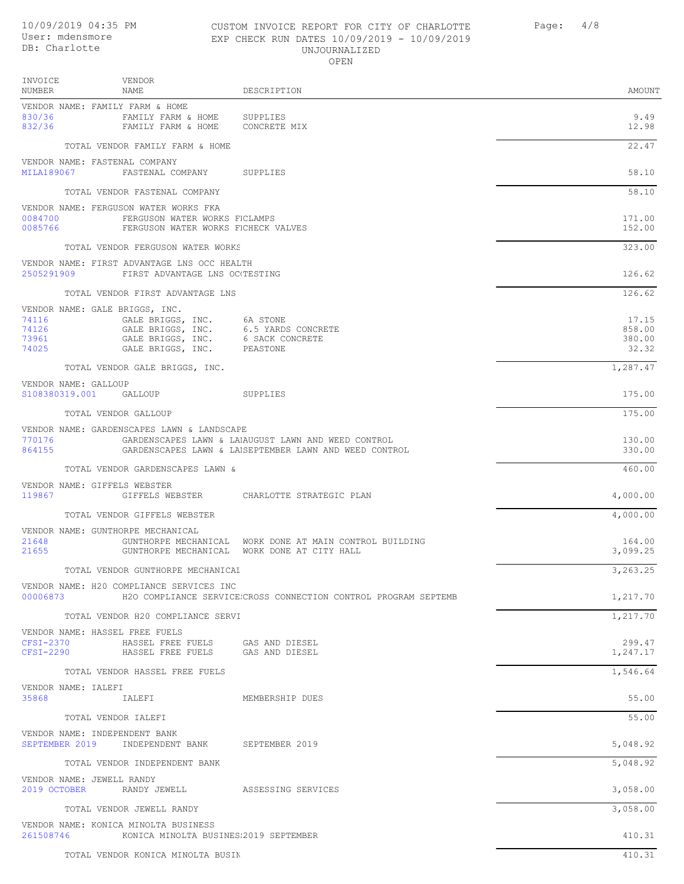10/09/2019 04:35 PM
User: mdensmore
DB: Charlotte

CUSTOM INVOICE REPORT FOR CITY OF CHARLOTTE
EXP CHECK RUN DATES 10/09/2019 - 10/09/2019
UNJOURNALIZED
OPEN

| INVOICE NUMBER | VENDOR NAME | DESCRIPTION | AMOUNT |
|---|---|---|---|
| VENDOR NAME: FAMILY FARM & HOME | | | |
| 830/36 | FAMILY FARM & HOME | SUPPLIES | 9.49 |
| 832/36 | FAMILY FARM & HOME | CONCRETE MIX | 12.98 |
| | TOTAL VENDOR FAMILY FARM & HOME | | 22.47 |
| VENDOR NAME: FASTENAL COMPANY | | | |
| MILA189067 | FASTENAL COMPANY | SUPPLIES | 58.10 |
| | TOTAL VENDOR FASTENAL COMPANY | | 58.10 |
| VENDOR NAME: FERGUSON WATER WORKS FKA | | | |
| 0084700 | FERGUSON WATER WORKS FI | CLAMPS | 171.00 |
| 0085766 | FERGUSON WATER WORKS FI | CHECK VALVES | 152.00 |
| | TOTAL VENDOR FERGUSON WATER WORKS | | 323.00 |
| VENDOR NAME: FIRST ADVANTAGE LNS OCC HEALTH | | | |
| 2505291909 | FIRST ADVANTAGE LNS OC( | TESTING | 126.62 |
| | TOTAL VENDOR FIRST ADVANTAGE LNS | | 126.62 |
| VENDOR NAME: GALE BRIGGS, INC. | | | |
| 74116 | GALE BRIGGS, INC. | 6A STONE | 17.15 |
| 74126 | GALE BRIGGS, INC. | 6.5 YARDS CONCRETE | 858.00 |
| 73961 | GALE BRIGGS, INC. | 6 SACK CONCRETE | 380.00 |
| 74025 | GALE BRIGGS, INC. | PEASTONE | 32.32 |
| | TOTAL VENDOR GALE BRIGGS, INC. | | 1,287.47 |
| VENDOR NAME: GALLOUP | | | |
| S108380319.001 | GALLOUP | SUPPLIES | 175.00 |
| | TOTAL VENDOR GALLOUP | | 175.00 |
| VENDOR NAME: GARDENSCAPES LAWN & LANDSCAPE | | | |
| 770176 | GARDENSCAPES LAWN & LA | AUGUST LAWN AND WEED CONTROL | 130.00 |
| 864155 | GARDENSCAPES LAWN & LA | SEPETEMBER LAWN AND WEED CONTROL | 330.00 |
| | TOTAL VENDOR GARDENSCAPES LAWN & | | 460.00 |
| VENDOR NAME: GIFFELS WEBSTER | | | |
| 119867 | GIFFELS WEBSTER | CHARLOTTE STRATEGIC PLAN | 4,000.00 |
| | TOTAL VENDOR GIFFELS WEBSTER | | 4,000.00 |
| VENDOR NAME: GUNTHORPE MECHANICAL | | | |
| 21648 | GUNTHORPE MECHANICAL | WORK DONE AT MAIN CONTROL BUILDING | 164.00 |
| 21655 | GUNTHORPE MECHANICAL | WORK DONE AT CITY HALL | 3,099.25 |
| | TOTAL VENDOR GUNTHORPE MECHANICAL | | 3,263.25 |
| VENDOR NAME: H20 COMPLIANCE SERVICES INC | | | |
| 00006873 | H2O COMPLIANCE SERVICE | CROSS CONNECTION CONTROL PROGRAM SEPTEMB | 1,217.70 |
| | TOTAL VENDOR H20 COMPLIANCE SERVI | | 1,217.70 |
| VENDOR NAME: HASSEL FREE FUELS | | | |
| CFSI-2370 | HASSEL FREE FUELS | GAS AND DIESEL | 299.47 |
| CFSI-2290 | HASSEL FREE FUELS | GAS AND DIESEL | 1,247.17 |
| | TOTAL VENDOR HASSEL FREE FUELS | | 1,546.64 |
| VENDOR NAME: IALEFI | | | |
| 35868 | IALEFI | MEMBERSHIP DUES | 55.00 |
| | TOTAL VENDOR IALEFI | | 55.00 |
| VENDOR NAME: INDEPENDENT BANK | | | |
| SEPTEMBER 2019 | INDEPENDENT BANK | SEPTEMBER 2019 | 5,048.92 |
| | TOTAL VENDOR INDEPENDENT BANK | | 5,048.92 |
| VENDOR NAME: JEWELL RANDY | | | |
| 2019 OCTOBER | RANDY JEWELL | ASSESSING SERVICES | 3,058.00 |
| | TOTAL VENDOR JEWELL RANDY | | 3,058.00 |
| VENDOR NAME: KONICA MINOLTA BUSINESS | | | |
| 261508746 | KONICA MINOLTA BUSINES | 2019 SEPTEMBER | 410.31 |
| | TOTAL VENDOR KONICA MINOLTA BUSIN | | 410.31 |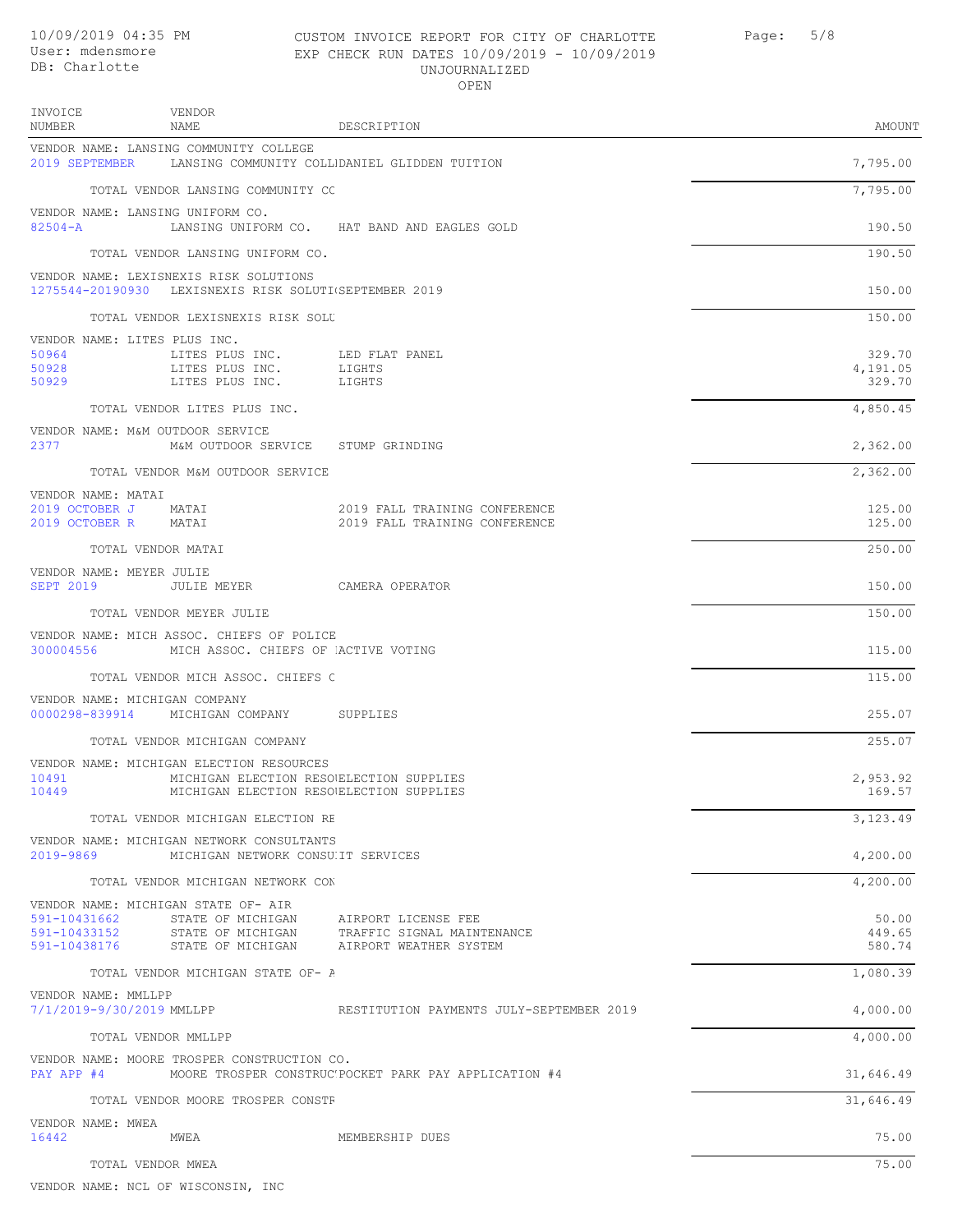10/09/2019 04:35 PM
User: mdensmore
DB: Charlotte

CUSTOM INVOICE REPORT FOR CITY OF CHARLOTTE
EXP CHECK RUN DATES 10/09/2019 - 10/09/2019
UNJOURNALIZED
OPEN

| INVOICE NUMBER | VENDOR NAME | DESCRIPTION | AMOUNT |
|---|---|---|---|
| **VENDOR NAME: LANSING COMMUNITY COLLEGE** | | | |
| 2019 SEPTEMBER | LANSING COMMUNITY COLL | DANIEL GLIDDEN TUITION | 7,795.00 |
| | TOTAL VENDOR LANSING COMMUNITY CC | | 7,795.00 |
| **VENDOR NAME: LANSING UNIFORM CO.** | | | |
| 82504-A | LANSING UNIFORM CO. | HAT BAND AND EAGLES GOLD | 190.50 |
| | TOTAL VENDOR LANSING UNIFORM CO. | | 190.50 |
| **VENDOR NAME: LEXISNEXIS RISK SOLUTIONS** | | | |
| 1275544-20190930 | LEXISNEXIS RISK SOLUTI | SEPTEMBER 2019 | 150.00 |
| | TOTAL VENDOR LEXISNEXIS RISK SOLU | | 150.00 |
| **VENDOR NAME: LITES PLUS INC.** | | | |
| 50964 | LITES PLUS INC. | LED FLAT PANEL | 329.70 |
| 50928 | LITES PLUS INC. | LIGHTS | 4,191.05 |
| 50929 | LITES PLUS INC. | LIGHTS | 329.70 |
| | TOTAL VENDOR LITES PLUS INC. | | 4,850.45 |
| **VENDOR NAME: M&M OUTDOOR SERVICE** | | | |
| 2377 | M&M OUTDOOR SERVICE | STUMP GRINDING | 2,362.00 |
| | TOTAL VENDOR M&M OUTDOOR SERVICE | | 2,362.00 |
| **VENDOR NAME: MATAI** | | | |
| 2019 OCTOBER J | MATAI | 2019 FALL TRAINING CONFERENCE | 125.00 |
| 2019 OCTOBER R | MATAI | 2019 FALL TRAINING CONFERENCE | 125.00 |
| | TOTAL VENDOR MATAI | | 250.00 |
| **VENDOR NAME: MEYER JULIE** | | | |
| SEPT 2019 | JULIE MEYER | CAMERA OPERATOR | 150.00 |
| | TOTAL VENDOR MEYER JULIE | | 150.00 |
| **VENDOR NAME: MICH ASSOC. CHIEFS OF POLICE** | | | |
| 300004556 | MICH ASSOC. CHIEFS OF | ACTIVE VOTING | 115.00 |
| | TOTAL VENDOR MICH ASSOC. CHIEFS C | | 115.00 |
| **VENDOR NAME: MICHIGAN COMPANY** | | | |
| 0000298-839914 | MICHIGAN COMPANY | SUPPLIES | 255.07 |
| | TOTAL VENDOR MICHIGAN COMPANY | | 255.07 |
| **VENDOR NAME: MICHIGAN ELECTION RESOURCES** | | | |
| 10491 | MICHIGAN ELECTION RESO | ELECTION SUPPLIES | 2,953.92 |
| 10449 | MICHIGAN ELECTION RESO | ELECTION SUPPLIES | 169.57 |
| | TOTAL VENDOR MICHIGAN ELECTION RE | | 3,123.49 |
| **VENDOR NAME: MICHIGAN NETWORK CONSULTANTS** | | | |
| 2019-9869 | MICHIGAN NETWORK CONSU | IT SERVICES | 4,200.00 |
| | TOTAL VENDOR MICHIGAN NETWORK CON | | 4,200.00 |
| **VENDOR NAME: MICHIGAN STATE OF- AIR** | | | |
| 591-10431662 | STATE OF MICHIGAN | AIRPORT LICENSE FEE | 50.00 |
| 591-10433152 | STATE OF MICHIGAN | TRAFFIC SIGNAL MAINTENANCE | 449.65 |
| 591-10438176 | STATE OF MICHIGAN | AIRPORT WEATHER SYSTEM | 580.74 |
| | TOTAL VENDOR MICHIGAN STATE OF- A | | 1,080.39 |
| **VENDOR NAME: MMLLPP** | | | |
| 7/1/2019-9/30/2019 | MMLLPP | RESTITUTION PAYMENTS JULY-SEPTEMBER 2019 | 4,000.00 |
| | TOTAL VENDOR MMLLPP | | 4,000.00 |
| **VENDOR NAME: MOORE TROSPER CONSTRUCTION CO.** | | | |
| PAY APP #4 | MOORE TROSPER CONSTRUC | POCKET PARK PAY APPLICATION #4 | 31,646.49 |
| | TOTAL VENDOR MOORE TROSPER CONSTR | | 31,646.49 |
| **VENDOR NAME: MWEA** | | | |
| 16442 | MWEA | MEMBERSHIP DUES | 75.00 |
| | TOTAL VENDOR MWEA | | 75.00 |
| **VENDOR NAME: NCL OF WISCONSIN, INC** | | | |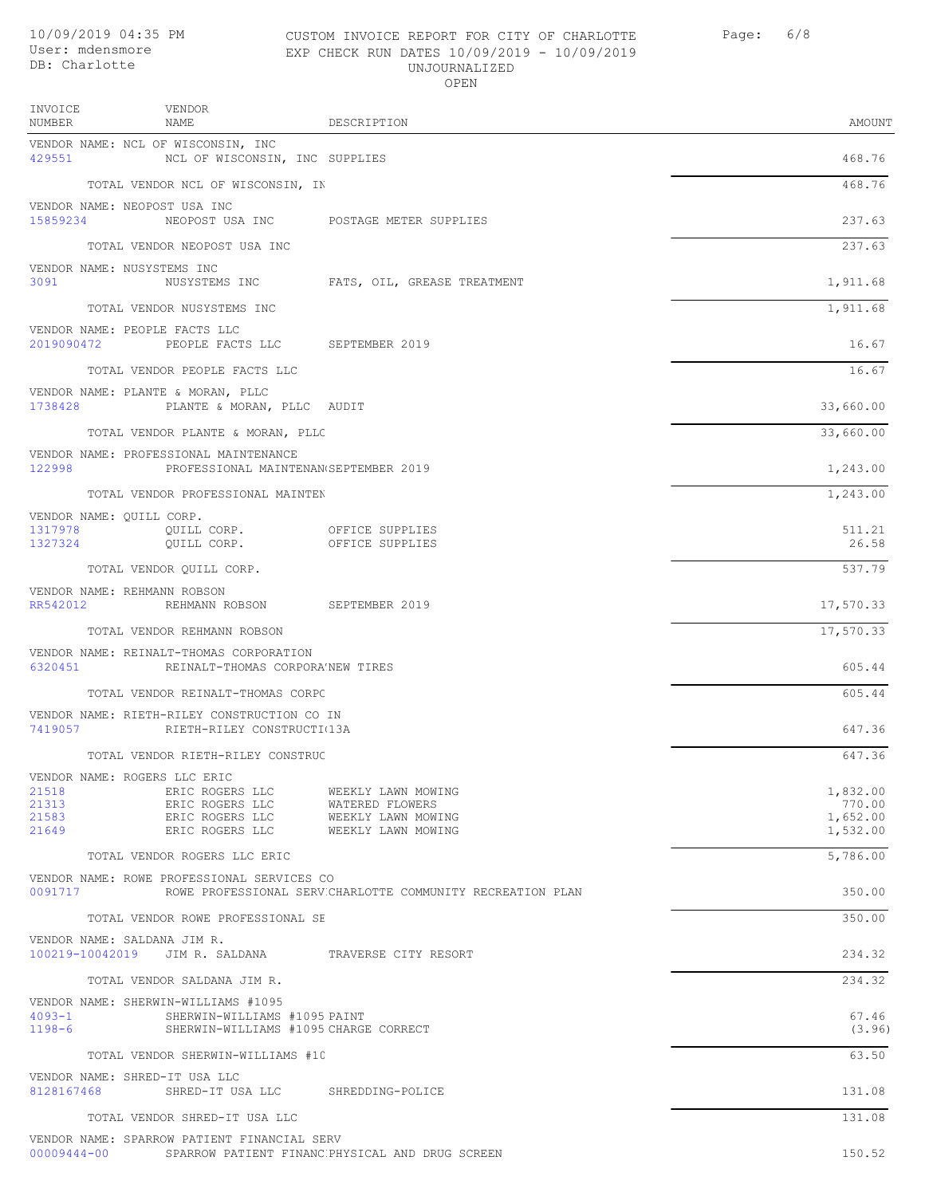10/09/2019 04:35 PM
User: mdensmore
DB: Charlotte

CUSTOM INVOICE REPORT FOR CITY OF CHARLOTTE
EXP CHECK RUN DATES 10/09/2019 - 10/09/2019
UNJOURNALIZED
OPEN

| INVOICE NUMBER | VENDOR NAME | DESCRIPTION | AMOUNT |
|---|---|---|---|
| VENDOR NAME: NCL OF WISCONSIN, INC | | | |
| 429551 | NCL OF WISCONSIN, INC | SUPPLIES | 468.76 |
| | TOTAL VENDOR NCL OF WISCONSIN, IN | | 468.76 |
| VENDOR NAME: NEOPOST USA INC | | | |
| 15859234 | NEOPOST USA INC | POSTAGE METER SUPPLIES | 237.63 |
| | TOTAL VENDOR NEOPOST USA INC | | 237.63 |
| VENDOR NAME: NUSYSTEMS INC | | | |
| 3091 | NUSYSTEMS INC | FATS, OIL, GREASE TREATMENT | 1,911.68 |
| | TOTAL VENDOR NUSYSTEMS INC | | 1,911.68 |
| VENDOR NAME: PEOPLE FACTS LLC | | | |
| 2019090472 | PEOPLE FACTS LLC | SEPTEMBER 2019 | 16.67 |
| | TOTAL VENDOR PEOPLE FACTS LLC | | 16.67 |
| VENDOR NAME: PLANTE & MORAN, PLLC | | | |
| 1738428 | PLANTE & MORAN, PLLC | AUDIT | 33,660.00 |
| | TOTAL VENDOR PLANTE & MORAN, PLLC | | 33,660.00 |
| VENDOR NAME: PROFESSIONAL MAINTENANCE | | | |
| 122998 | PROFESSIONAL MAINTENAN | SEPTEMBER 2019 | 1,243.00 |
| | TOTAL VENDOR PROFESSIONAL MAINTEN | | 1,243.00 |
| VENDOR NAME: QUILL CORP. | | | |
| 1317978 | QUILL CORP. | OFFICE SUPPLIES | 511.21 |
| 1327324 | QUILL CORP. | OFFICE SUPPLIES | 26.58 |
| | TOTAL VENDOR QUILL CORP. | | 537.79 |
| VENDOR NAME: REHMANN ROBSON | | | |
| RR542012 | REHMANN ROBSON | SEPTEMBER 2019 | 17,570.33 |
| | TOTAL VENDOR REHMANN ROBSON | | 17,570.33 |
| VENDOR NAME: REINALT-THOMAS CORPORATION | | | |
| 6320451 | REINALT-THOMAS CORPORA | NEW TIRES | 605.44 |
| | TOTAL VENDOR REINALT-THOMAS CORPC | | 605.44 |
| VENDOR NAME: RIETH-RILEY CONSTRUCTION CO IN | | | |
| 7419057 | RIETH-RILEY CONSTRUCTI | 13A | 647.36 |
| | TOTAL VENDOR RIETH-RILEY CONSTRUC | | 647.36 |
| VENDOR NAME: ROGERS LLC ERIC | | | |
| 21518 | ERIC ROGERS LLC | WEEKLY LAWN MOWING | 1,832.00 |
| 21313 | ERIC ROGERS LLC | WATERED FLOWERS | 770.00 |
| 21583 | ERIC ROGERS LLC | WEEKLY LAWN MOWING | 1,652.00 |
| 21649 | ERIC ROGERS LLC | WEEKLY LAWN MOWING | 1,532.00 |
| | TOTAL VENDOR ROGERS LLC ERIC | | 5,786.00 |
| VENDOR NAME: ROWE PROFESSIONAL SERVICES CO | | | |
| 0091717 | ROWE PROFESSIONAL SERV | CHARLOTTE COMMUNITY RECREATION PLAN | 350.00 |
| | TOTAL VENDOR ROWE PROFESSIONAL SE | | 350.00 |
| VENDOR NAME: SALDANA JIM R. | | | |
| 100219-10042019 | JIM R. SALDANA | TRAVERSE CITY RESORT | 234.32 |
| | TOTAL VENDOR SALDANA JIM R. | | 234.32 |
| VENDOR NAME: SHERWIN-WILLIAMS #1095 | | | |
| 4093-1 | SHERWIN-WILLIAMS #1095 | PAINT | 67.46 |
| 1198-6 | SHERWIN-WILLIAMS #1095 | CHARGE CORRECT | (3.96) |
| | TOTAL VENDOR SHERWIN-WILLIAMS #1C | | 63.50 |
| VENDOR NAME: SHRED-IT USA LLC | | | |
| 8128167468 | SHRED-IT USA LLC | SHREDDING-POLICE | 131.08 |
| | TOTAL VENDOR SHRED-IT USA LLC | | 131.08 |
| VENDOR NAME: SPARROW PATIENT FINANCIAL SERV | | | |
| 00009444-00 | SPARROW PATIENT FINANC | PHYSICAL AND DRUG SCREEN | 150.52 |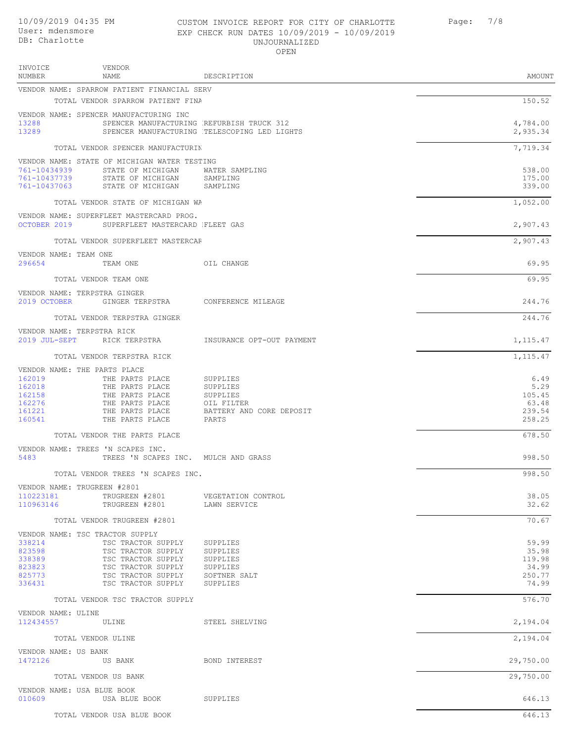10/09/2019 04:35 PM
User: mdensmore
DB: Charlotte

CUSTOM INVOICE REPORT FOR CITY OF CHARLOTTE
EXP CHECK RUN DATES 10/09/2019 - 10/09/2019
UNJOURNALIZED
OPEN

| INVOICE NUMBER | VENDOR NAME | DESCRIPTION | AMOUNT |
|---|---|---|---|
| VENDOR NAME: SPARROW PATIENT FINANCIAL SERV | | | |
| | TOTAL VENDOR SPARROW PATIENT FINA | | 150.52 |
| VENDOR NAME: SPENCER MANUFACTURING INC | | | |
| 13288 | SPENCER MANUFACTURING | REFURBISH TRUCK 312 | 4,784.00 |
| 13289 | SPENCER MANUFACTURING | TELESCOPING LED LIGHTS | 2,935.34 |
| | TOTAL VENDOR SPENCER MANUFACTURIN | | 7,719.34 |
| VENDOR NAME: STATE OF MICHIGAN WATER TESTING | | | |
| 761-10434939 | STATE OF MICHIGAN | WATER SAMPLING | 538.00 |
| 761-10437739 | STATE OF MICHIGAN | SAMPLING | 175.00 |
| 761-10437063 | STATE OF MICHIGAN | SAMPLING | 339.00 |
| | TOTAL VENDOR STATE OF MICHIGAN WA | | 1,052.00 |
| VENDOR NAME: SUPERFLEET MASTERCARD PROG. | | | |
| OCTOBER 2019 | SUPERFLEET MASTERCARD | FLEET GAS | 2,907.43 |
| | TOTAL VENDOR SUPERFLEET MASTERCAR | | 2,907.43 |
| VENDOR NAME: TEAM ONE | | | |
| 296654 | TEAM ONE | OIL CHANGE | 69.95 |
| | TOTAL VENDOR TEAM ONE | | 69.95 |
| VENDOR NAME: TERPSTRA GINGER | | | |
| 2019 OCTOBER | GINGER TERPSTRA | CONFERENCE MILEAGE | 244.76 |
| | TOTAL VENDOR TERPSTRA GINGER | | 244.76 |
| VENDOR NAME: TERPSTRA RICK | | | |
| 2019 JUL-SEPT | RICK TERPSTRA | INSURANCE OPT-OUT PAYMENT | 1,115.47 |
| | TOTAL VENDOR TERPSTRA RICK | | 1,115.47 |
| VENDOR NAME: THE PARTS PLACE | | | |
| 162019 | THE PARTS PLACE | SUPPLIES | 6.49 |
| 162018 | THE PARTS PLACE | SUPPLIES | 5.29 |
| 162158 | THE PARTS PLACE | SUPPLIES | 105.45 |
| 162276 | THE PARTS PLACE | OIL FILTER | 63.48 |
| 161221 | THE PARTS PLACE | BATTERY AND CORE DEPOSIT | 239.54 |
| 160541 | THE PARTS PLACE | PARTS | 258.25 |
| | TOTAL VENDOR THE PARTS PLACE | | 678.50 |
| VENDOR NAME: TREES 'N SCAPES INC. | | | |
| 5483 | TREES 'N SCAPES INC. | MULCH AND GRASS | 998.50 |
| | TOTAL VENDOR TREES 'N SCAPES INC. | | 998.50 |
| VENDOR NAME: TRUGREEN #2801 | | | |
| 110223181 | TRUGREEN #2801 | VEGETATION CONTROL | 38.05 |
| 110963146 | TRUGREEN #2801 | LAWN SERVICE | 32.62 |
| | TOTAL VENDOR TRUGREEN #2801 | | 70.67 |
| VENDOR NAME: TSC TRACTOR SUPPLY | | | |
| 338214 | TSC TRACTOR SUPPLY | SUPPLIES | 59.99 |
| 823598 | TSC TRACTOR SUPPLY | SUPPLIES | 35.98 |
| 338389 | TSC TRACTOR SUPPLY | SUPPLIES | 119.98 |
| 823823 | TSC TRACTOR SUPPLY | SUPPLIES | 34.99 |
| 825773 | TSC TRACTOR SUPPLY | SOFTNER SALT | 250.77 |
| 336431 | TSC TRACTOR SUPPLY | SUPPLIES | 74.99 |
| | TOTAL VENDOR TSC TRACTOR SUPPLY | | 576.70 |
| VENDOR NAME: ULINE | | | |
| 112434557 | ULINE | STEEL SHELVING | 2,194.04 |
| | TOTAL VENDOR ULINE | | 2,194.04 |
| VENDOR NAME: US BANK | | | |
| 1472126 | US BANK | BOND INTEREST | 29,750.00 |
| | TOTAL VENDOR US BANK | | 29,750.00 |
| VENDOR NAME: USA BLUE BOOK | | | |
| 010609 | USA BLUE BOOK | SUPPLIES | 646.13 |
| | TOTAL VENDOR USA BLUE BOOK | | 646.13 |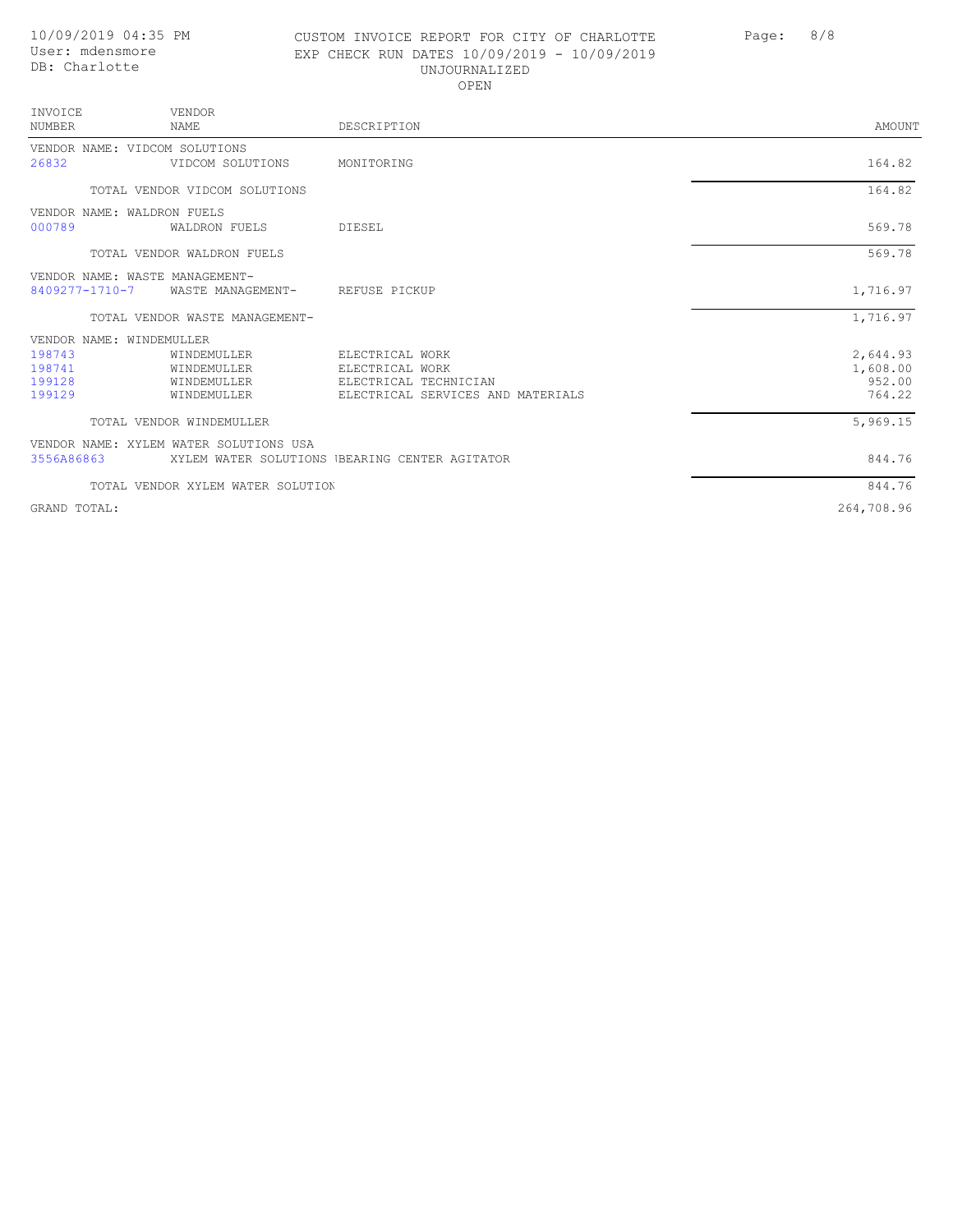# CUSTOM INVOICE REPORT FOR CITY OF CHARLOTTE
EXP CHECK RUN DATES 10/09/2019 - 10/09/2019
UNJOURNALIZED
OPEN

10/09/2019 04:35 PM
User: mdensmore
DB: Charlotte

| INVOICE NUMBER | VENDOR NAME | DESCRIPTION | AMOUNT |
|---|---|---|---|
| VENDOR NAME: VIDCOM SOLUTIONS | | | |
| 26832 | VIDCOM SOLUTIONS | MONITORING | 164.82 |
| | TOTAL VENDOR VIDCOM SOLUTIONS | | 164.82 |
| VENDOR NAME: WALDRON FUELS | | | |
| 000789 | WALDRON FUELS | DIESEL | 569.78 |
| | TOTAL VENDOR WALDRON FUELS | | 569.78 |
| VENDOR NAME: WASTE MANAGEMENT- | | | |
| 8409277-1710-7 | WASTE MANAGEMENT- | REFUSE PICKUP | 1,716.97 |
| | TOTAL VENDOR WASTE MANAGEMENT- | | 1,716.97 |
| VENDOR NAME: WINDEMULLER | | | |
| 198743 | WINDEMULLER | ELECTRICAL WORK | 2,644.93 |
| 198741 | WINDEMULLER | ELECTRICAL WORK | 1,608.00 |
| 199128 | WINDEMULLER | ELECTRICAL TECHNICIAN | 952.00 |
| 199129 | WINDEMULLER | ELECTRICAL SERVICES AND MATERIALS | 764.22 |
| | TOTAL VENDOR WINDEMULLER | | 5,969.15 |
| VENDOR NAME: XYLEM WATER SOLUTIONS USA | | | |
| 3556A86863 | XYLEM WATER SOLUTIONS | BEARING CENTER AGITATOR | 844.76 |
| | TOTAL VENDOR XYLEM WATER SOLUTION | | 844.76 |
| GRAND TOTAL: | | | 264,708.96 |